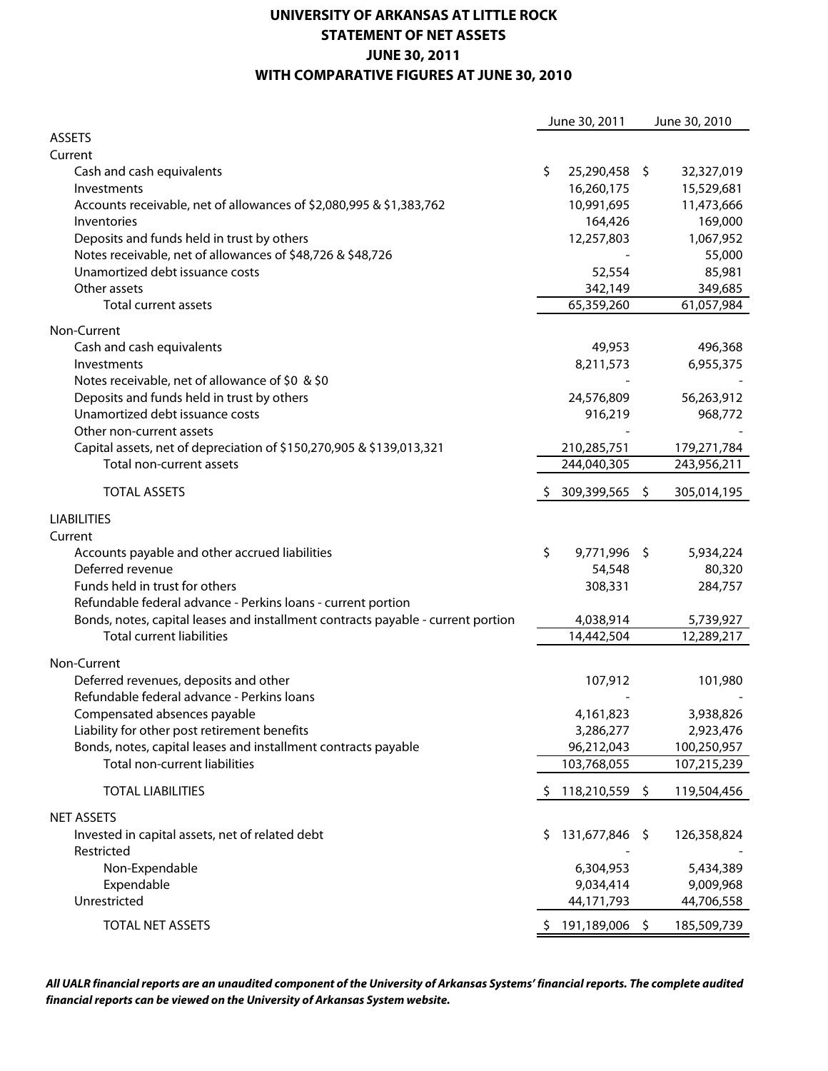# UNIVERSITY OF ARKANSAS AT LITTLE ROCK
## STATEMENT OF NET ASSETS
## JUNE 30, 2011
## WITH COMPARATIVE FIGURES AT JUNE 30, 2010

| | June 30, 2011 | June 30, 2010 |
|---|---|---|
| **ASSETS** | | |
| Current | | |
| Cash and cash equivalents | $ 25,290,458 | $ 32,327,019 |
| Investments | 16,260,175 | 15,529,681 |
| Accounts receivable, net of allowances of $2,080,995 & $1,383,762 | 10,991,695 | 11,473,666 |
| Inventories | 164,426 | 169,000 |
| Deposits and funds held in trust by others | 12,257,803 | 1,067,952 |
| Notes receivable, net of allowances of $48,726 & $48,726 | - | 55,000 |
| Unamortized debt issuance costs | 52,554 | 85,981 |
| Other assets | 342,149 | 349,685 |
| Total current assets | 65,359,260 | 61,057,984 |
| Non-Current | | |
| Cash and cash equivalents | 49,953 | 496,368 |
| Investments | 8,211,573 | 6,955,375 |
| Notes receivable, net of allowance of $0 & $0 | - | - |
| Deposits and funds held in trust by others | 24,576,809 | 56,263,912 |
| Unamortized debt issuance costs | 916,219 | 968,772 |
| Other non-current assets | - | - |
| Capital assets, net of depreciation of $150,270,905 & $139,013,321 | 210,285,751 | 179,271,784 |
| Total non-current assets | 244,040,305 | 243,956,211 |
| TOTAL ASSETS | $ 309,399,565 | $ 305,014,195 |
| **LIABILITIES** | | |
| Current | | |
| Accounts payable and other accrued liabilities | $ 9,771,996 | $ 5,934,224 |
| Deferred revenue | 54,548 | 80,320 |
| Funds held in trust for others | 308,331 | 284,757 |
| Refundable federal advance - Perkins loans - current portion | | |
| Bonds, notes, capital leases and installment contracts payable - current portion | 4,038,914 | 5,739,927 |
| Total current liabilities | 14,442,504 | 12,289,217 |
| Non-Current | | |
| Deferred revenues, deposits and other | 107,912 | 101,980 |
| Refundable federal advance - Perkins loans | - | - |
| Compensated absences payable | 4,161,823 | 3,938,826 |
| Liability for other post retirement benefits | 3,286,277 | 2,923,476 |
| Bonds, notes, capital leases and installment contracts payable | 96,212,043 | 100,250,957 |
| Total non-current liabilities | 103,768,055 | 107,215,239 |
| TOTAL LIABILITIES | $ 118,210,559 | $ 119,504,456 |
| **NET ASSETS** | | |
| Invested in capital assets, net of related debt | $ 131,677,846 | $ 126,358,824 |
| Restricted | - | - |
| Non-Expendable | 6,304,953 | 5,434,389 |
| Expendable | 9,034,414 | 9,009,968 |
| Unrestricted | 44,171,793 | 44,706,558 |
| TOTAL NET ASSETS | $ 191,189,006 | $ 185,509,739 |

***All UALR financial reports are an unaudited component of the University of Arkansas Systems' financial reports. The complete audited financial reports can be viewed on the University of Arkansas System website.***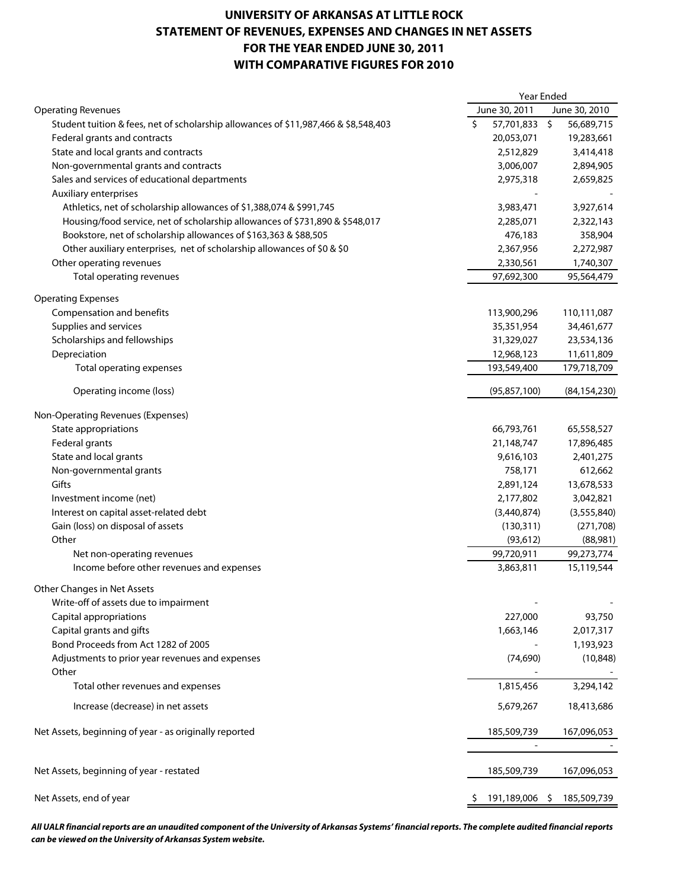# UNIVERSITY OF ARKANSAS AT LITTLE ROCK
# STATEMENT OF REVENUES, EXPENSES AND CHANGES IN NET ASSETS
# FOR THE YEAR ENDED JUNE 30, 2011
# WITH COMPARATIVE FIGURES FOR 2010

| | Year Ended | |
|---|---|---|
| | June 30, 2011 | June 30, 2010 |
| **Operating Revenues** | | |
| Student tuition & fees, net of scholarship allowances of $11,987,466 & $8,548,403 | $ 57,701,833 | $ 56,689,715 |
| Federal grants and contracts | 20,053,071 | 19,283,661 |
| State and local grants and contracts | 2,512,829 | 3,414,418 |
| Non-governmental grants and contracts | 3,006,007 | 2,894,905 |
| Sales and services of educational departments | 2,975,318 | 2,659,825 |
| Auxiliary enterprises | - | - |
| Athletics, net of scholarship allowances of $1,388,074 & $991,745 | 3,983,471 | 3,927,614 |
| Housing/food service, net of scholarship allowances of $731,890 & $548,017 | 2,285,071 | 2,322,143 |
| Bookstore, net of scholarship allowances of $163,363 & $88,505 | 476,183 | 358,904 |
| Other auxiliary enterprises, net of scholarship allowances of $0 & $0 | 2,367,956 | 2,272,987 |
| Other operating revenues | 2,330,561 | 1,740,307 |
| Total operating revenues | 97,692,300 | 95,564,479 |
| **Operating Expenses** | | |
| Compensation and benefits | 113,900,296 | 110,111,087 |
| Supplies and services | 35,351,954 | 34,461,677 |
| Scholarships and fellowships | 31,329,027 | 23,534,136 |
| Depreciation | 12,968,123 | 11,611,809 |
| Total operating expenses | 193,549,400 | 179,718,709 |
| Operating income (loss) | (95,857,100) | (84,154,230) |
| **Non-Operating Revenues (Expenses)** | | |
| State appropriations | 66,793,761 | 65,558,527 |
| Federal grants | 21,148,747 | 17,896,485 |
| State and local grants | 9,616,103 | 2,401,275 |
| Non-governmental grants | 758,171 | 612,662 |
| Gifts | 2,891,124 | 13,678,533 |
| Investment income (net) | 2,177,802 | 3,042,821 |
| Interest on capital asset-related debt | (3,440,874) | (3,555,840) |
| Gain (loss) on disposal of assets | (130,311) | (271,708) |
| Other | (93,612) | (88,981) |
| Net non-operating revenues | 99,720,911 | 99,273,774 |
| Income before other revenues and expenses | 3,863,811 | 15,119,544 |
| **Other Changes in Net Assets** | | |
| Write-off of assets due to impairment | - | - |
| Capital appropriations | 227,000 | 93,750 |
| Capital grants and gifts | 1,663,146 | 2,017,317 |
| Bond Proceeds from Act 1282 of 2005 | - | 1,193,923 |
| Adjustments to prior year revenues and expenses | (74,690) | (10,848) |
| Other | - | - |
| Total other revenues and expenses | 1,815,456 | 3,294,142 |
| Increase (decrease) in net assets | 5,679,267 | 18,413,686 |
| Net Assets, beginning of year - as originally reported | 185,509,739 | 167,096,053 |
| | - | - |
| Net Assets, beginning of year - restated | 185,509,739 | 167,096,053 |
| Net Assets, end of year | $ 191,189,006 | $ 185,509,739 |

***All UALR financial reports are an unaudited component of the University of Arkansas Systems' financial reports. The complete audited financial reports can be viewed on the University of Arkansas System website.***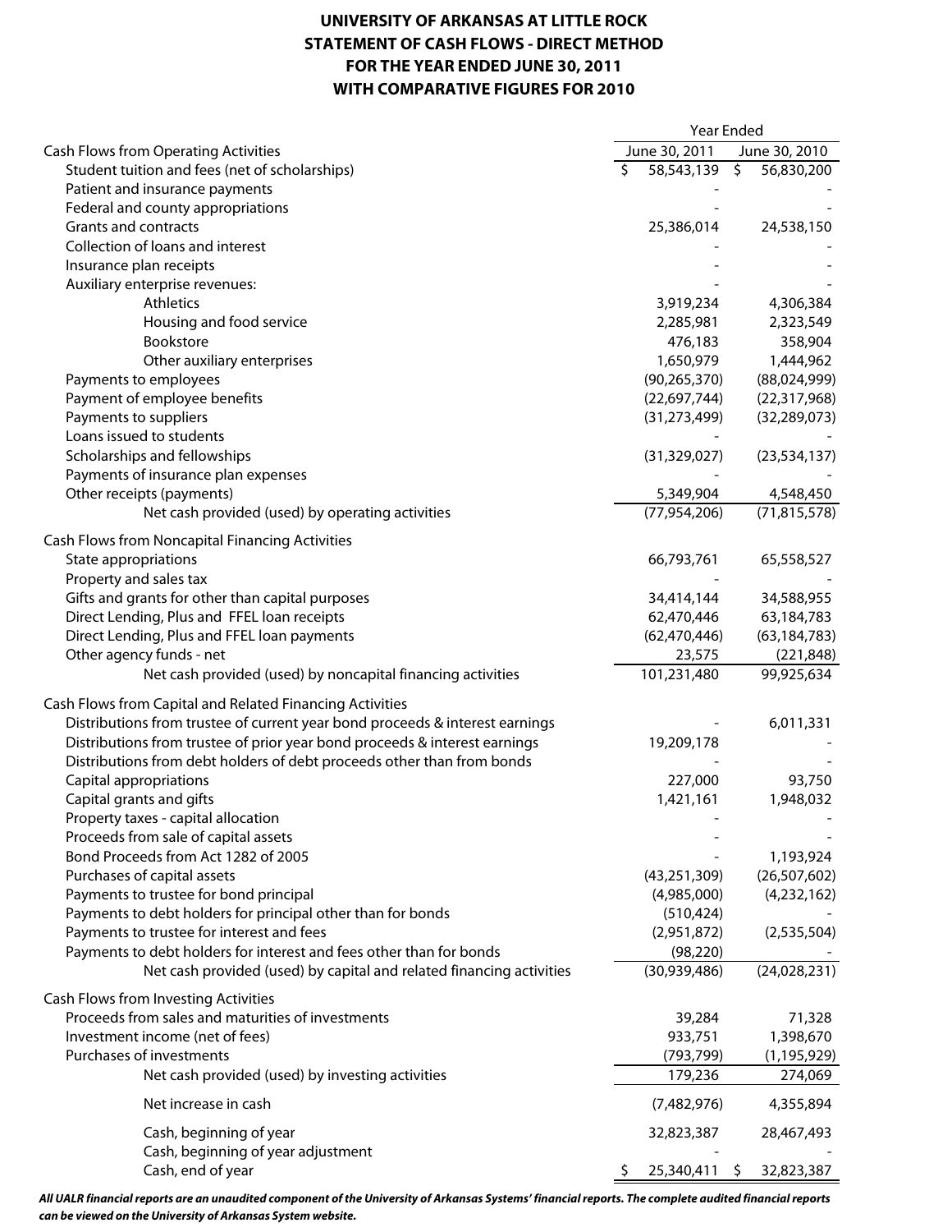# UNIVERSITY OF ARKANSAS AT LITTLE ROCK
# STATEMENT OF CASH FLOWS - DIRECT METHOD
# FOR THE YEAR ENDED JUNE 30, 2011
# WITH COMPARATIVE FIGURES FOR 2010

| | Year Ended | |
|---|---|---|
| | June 30, 2011 | June 30, 2010 |
| **Cash Flows from Operating Activities** | | |
| Student tuition and fees (net of scholarships) | $ 58,543,139 | $ 56,830,200 |
| Patient and insurance payments | - | - |
| Federal and county appropriations | - | - |
| Grants and contracts | 25,386,014 | 24,538,150 |
| Collection of loans and interest | - | - |
| Insurance plan receipts | - | - |
| Auxiliary enterprise revenues: | - | - |
| Athletics | 3,919,234 | 4,306,384 |
| Housing and food service | 2,285,981 | 2,323,549 |
| Bookstore | 476,183 | 358,904 |
| Other auxiliary enterprises | 1,650,979 | 1,444,962 |
| Payments to employees | (90,265,370) | (88,024,999) |
| Payment of employee benefits | (22,697,744) | (22,317,968) |
| Payments to suppliers | (31,273,499) | (32,289,073) |
| Loans issued to students | - | - |
| Scholarships and fellowships | (31,329,027) | (23,534,137) |
| Payments of insurance plan expenses | - | - |
| Other receipts (payments) | 5,349,904 | 4,548,450 |
| Net cash provided (used) by operating activities | (77,954,206) | (71,815,578) |
| **Cash Flows from Noncapital Financing Activities** | | |
| State appropriations | 66,793,761 | 65,558,527 |
| Property and sales tax | - | - |
| Gifts and grants for other than capital purposes | 34,414,144 | 34,588,955 |
| Direct Lending, Plus and FFEL loan receipts | 62,470,446 | 63,184,783 |
| Direct Lending, Plus and FFEL loan payments | (62,470,446) | (63,184,783) |
| Other agency funds - net | 23,575 | (221,848) |
| Net cash provided (used) by noncapital financing activities | 101,231,480 | 99,925,634 |
| **Cash Flows from Capital and Related Financing Activities** | | |
| Distributions from trustee of current year bond proceeds & interest earnings | - | 6,011,331 |
| Distributions from trustee of prior year bond proceeds & interest earnings | 19,209,178 | - |
| Distributions from debt holders of debt proceeds other than from bonds | - | - |
| Capital appropriations | 227,000 | 93,750 |
| Capital grants and gifts | 1,421,161 | 1,948,032 |
| Property taxes - capital allocation | - | - |
| Proceeds from sale of capital assets | - | - |
| Bond Proceeds from Act 1282 of 2005 | - | 1,193,924 |
| Purchases of capital assets | (43,251,309) | (26,507,602) |
| Payments to trustee for bond principal | (4,985,000) | (4,232,162) |
| Payments to debt holders for principal other than for bonds | (510,424) | - |
| Payments to trustee for interest and fees | (2,951,872) | (2,535,504) |
| Payments to debt holders for interest and fees other than for bonds | (98,220) | - |
| Net cash provided (used) by capital and related financing activities | (30,939,486) | (24,028,231) |
| **Cash Flows from Investing Activities** | | |
| Proceeds from sales and maturities of investments | 39,284 | 71,328 |
| Investment income (net of fees) | 933,751 | 1,398,670 |
| Purchases of investments | (793,799) | (1,195,929) |
| Net cash provided (used) by investing activities | 179,236 | 274,069 |
| Net increase in cash | (7,482,976) | 4,355,894 |
| Cash, beginning of year | 32,823,387 | 28,467,493 |
| Cash, beginning of year adjustment | - | - |
| Cash, end of year | $ 25,340,411 | $ 32,823,387 |

***All UALR financial reports are an unaudited component of the University of Arkansas Systems' financial reports. The complete audited financial reports can be viewed on the University of Arkansas System website.***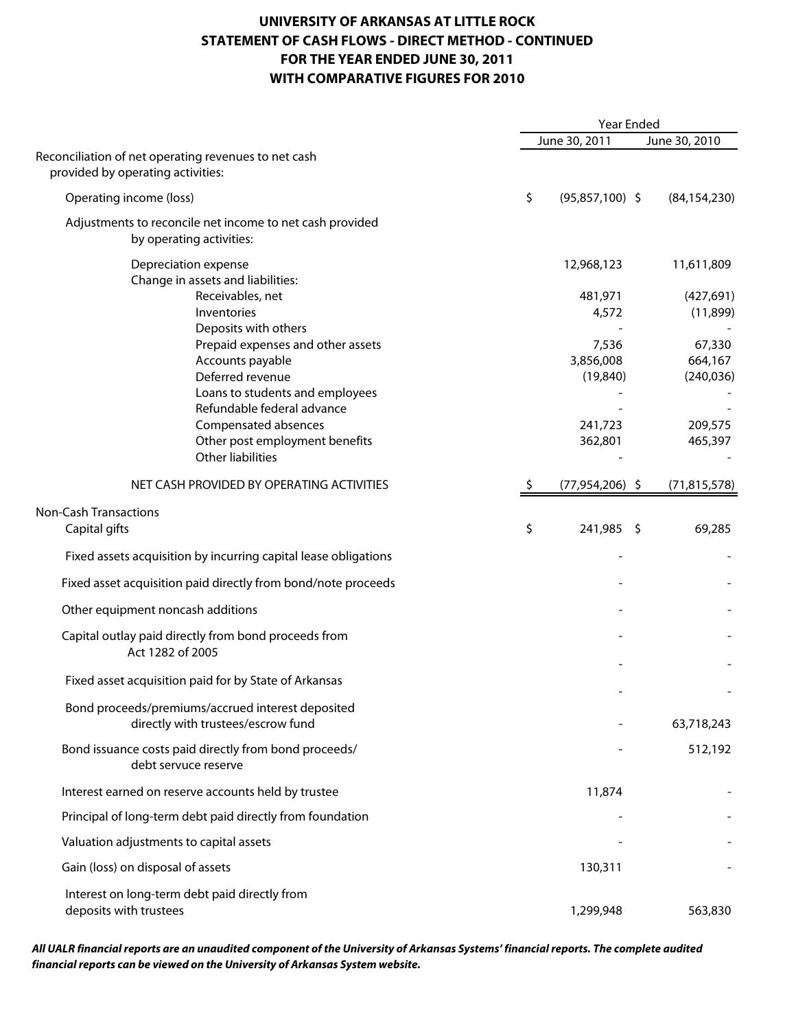# UNIVERSITY OF ARKANSAS AT LITTLE ROCK
## STATEMENT OF CASH FLOWS - DIRECT METHOD - CONTINUED
## FOR THE YEAR ENDED JUNE 30, 2011
## WITH COMPARATIVE FIGURES FOR 2010

| | Year Ended | |
|---|---|---|
| | June 30, 2011 | June 30, 2010 |
| Reconciliation of net operating revenues to net cash provided by operating activities: | | |
| Operating income (loss) | $ (95,857,100) | $ (84,154,230) |
| Adjustments to reconcile net income to net cash provided by operating activities: | | |
| Depreciation expense | 12,968,123 | 11,611,809 |
| Change in assets and liabilities: | | |
| Receivables, net | 481,971 | (427,691) |
| Inventories | 4,572 | (11,899) |
| Deposits with others | - | - |
| Prepaid expenses and other assets | 7,536 | 67,330 |
| Accounts payable | 3,856,008 | 664,167 |
| Deferred revenue | (19,840) | (240,036) |
| Loans to students and employees | - | - |
| Refundable federal advance | - | - |
| Compensated absences | 241,723 | 209,575 |
| Other post employment benefits | 362,801 | 465,397 |
| Other liabilities | - | - |
| NET CASH PROVIDED BY OPERATING ACTIVITIES | $ (77,954,206) | $ (71,815,578) |
| Non-Cash Transactions | | |
| Capital gifts | $ 241,985 | $ 69,285 |
| Fixed assets acquisition by incurring capital lease obligations | - | - |
| Fixed asset acquisition paid directly from bond/note proceeds | - | - |
| Other equipment noncash additions | - | - |
| Capital outlay paid directly from bond proceeds from Act 1282 of 2005 | - | - |
| Fixed asset acquisition paid for by State of Arkansas | - | - |
| Bond proceeds/premiums/accrued interest deposited directly with trustees/escrow fund | - | 63,718,243 |
| Bond issuance costs paid directly from bond proceeds/ debt servuce reserve | - | 512,192 |
| Interest earned on reserve accounts held by trustee | 11,874 | - |
| Principal of long-term debt paid directly from foundation | - | - |
| Valuation adjustments to capital assets | - | - |
| Gain (loss) on disposal of assets | 130,311 | - |
| Interest on long-term debt paid directly from deposits with trustees | 1,299,948 | 563,830 |

***All UALR financial reports are an unaudited component of the University of Arkansas Systems' financial reports. The complete audited financial reports can be viewed on the University of Arkansas System website.***